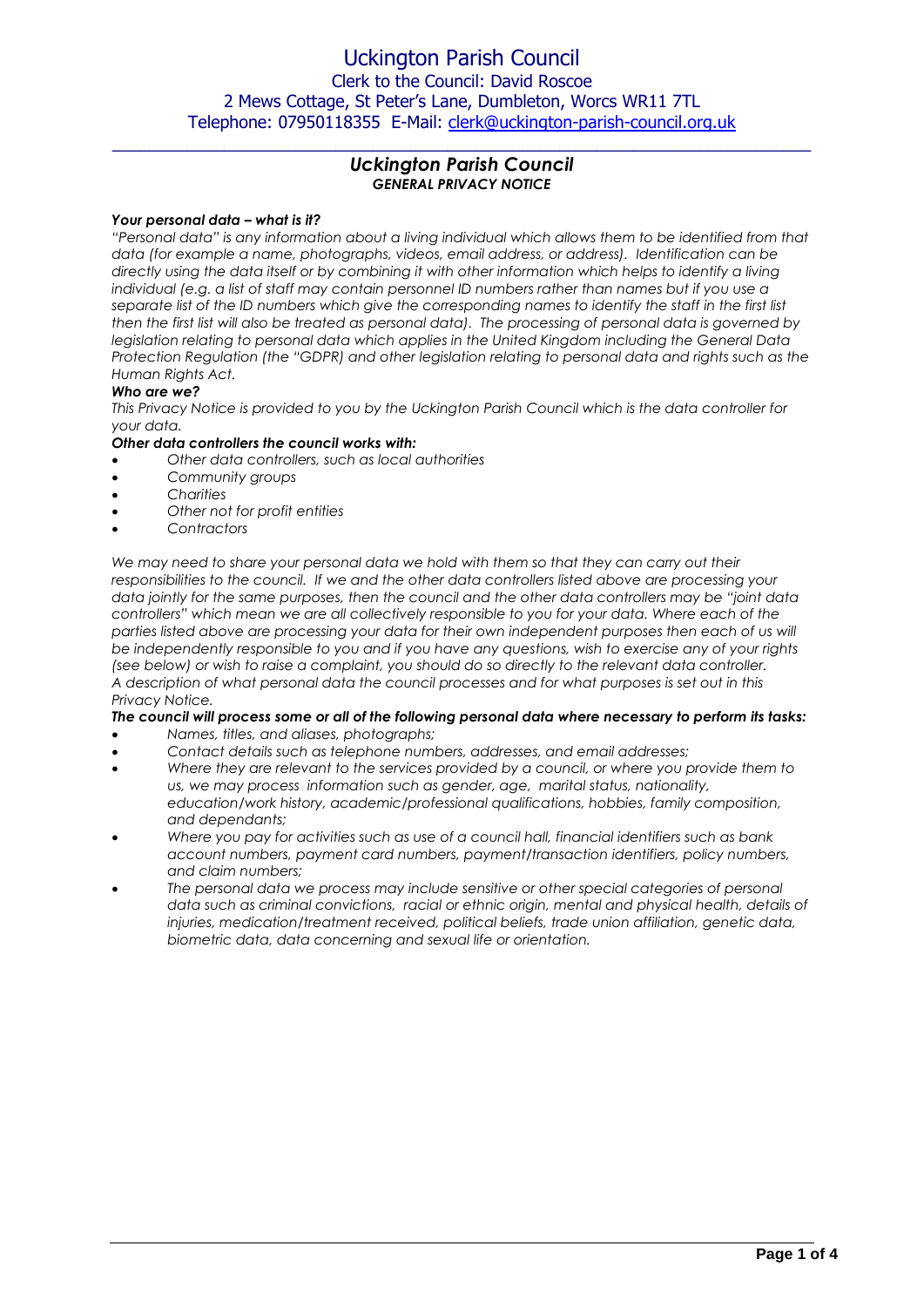# Uckington Parish Council

Clerk to the Council: David Roscoe
2 Mews Cottage, St Peter's Lane, Dumbleton, Worcs WR11 7TL
Telephone: 07950118355 E-Mail: clerk@uckington-parish-council.org.uk

---

## *Uckington Parish Council*
### *GENERAL PRIVACY NOTICE*

***Your personal data – what is it?***
*"Personal data" is any information about a living individual which allows them to be identified from that data (for example a name, photographs, videos, email address, or address). Identification can be directly using the data itself or by combining it with other information which helps to identify a living individual (e.g. a list of staff may contain personnel ID numbers rather than names but if you use a separate list of the ID numbers which give the corresponding names to identify the staff in the first list then the first list will also be treated as personal data). The processing of personal data is governed by legislation relating to personal data which applies in the United Kingdom including the General Data Protection Regulation (the "GDPR) and other legislation relating to personal data and rights such as the Human Rights Act.*

***Who are we?***
*This Privacy Notice is provided to you by the Uckington Parish Council which is the data controller for your data.*

***Other data controllers the council works with:***

- *Other data controllers, such as local authorities*
- *Community groups*
- *Charities*
- *Other not for profit entities*
- *Contractors*

*We may need to share your personal data we hold with them so that they can carry out their responsibilities to the council. If we and the other data controllers listed above are processing your data jointly for the same purposes, then the council and the other data controllers may be "joint data controllers" which mean we are all collectively responsible to you for your data. Where each of the parties listed above are processing your data for their own independent purposes then each of us will be independently responsible to you and if you have any questions, wish to exercise any of your rights (see below) or wish to raise a complaint, you should do so directly to the relevant data controller.*
*A description of what personal data the council processes and for what purposes is set out in this Privacy Notice.*

***The council will process some or all of the following personal data where necessary to perform its tasks:***

- *Names, titles, and aliases, photographs;*
- *Contact details such as telephone numbers, addresses, and email addresses;*
- *Where they are relevant to the services provided by a council, or where you provide them to us, we may process information such as gender, age, marital status, nationality, education/work history, academic/professional qualifications, hobbies, family composition, and dependants;*
- *Where you pay for activities such as use of a council hall, financial identifiers such as bank account numbers, payment card numbers, payment/transaction identifiers, policy numbers, and claim numbers;*
- *The personal data we process may include sensitive or other special categories of personal data such as criminal convictions, racial or ethnic origin, mental and physical health, details of injuries, medication/treatment received, political beliefs, trade union affiliation, genetic data, biometric data, data concerning and sexual life or orientation.*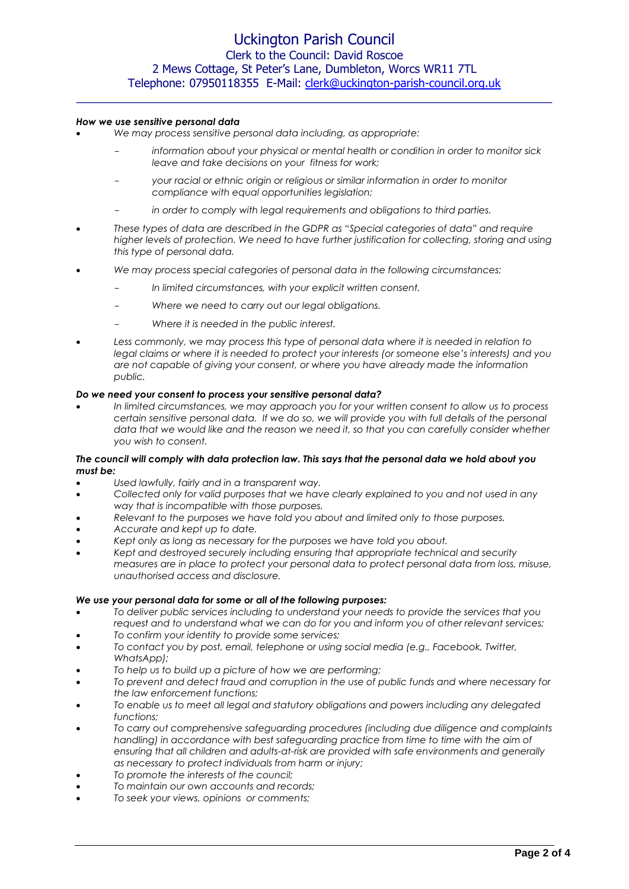***How we use sensitive personal data***

- *We may process sensitive personal data including, as appropriate:*
  - *information about your physical or mental health or condition in order to monitor sick leave and take decisions on your fitness for work;*
  - *your racial or ethnic origin or religious or similar information in order to monitor compliance with equal opportunities legislation;*
  - *in order to comply with legal requirements and obligations to third parties.*
- *These types of data are described in the GDPR as "Special categories of data" and require higher levels of protection. We need to have further justification for collecting, storing and using this type of personal data.*
- *We may process special categories of personal data in the following circumstances:*
  - *In limited circumstances, with your explicit written consent.*
  - *Where we need to carry out our legal obligations.*
  - *Where it is needed in the public interest.*
- *Less commonly, we may process this type of personal data where it is needed in relation to legal claims or where it is needed to protect your interests (or someone else's interests) and you are not capable of giving your consent, or where you have already made the information public.*

***Do we need your consent to process your sensitive personal data?***

- *In limited circumstances, we may approach you for your written consent to allow us to process certain sensitive personal data. If we do so, we will provide you with full details of the personal data that we would like and the reason we need it, so that you can carefully consider whether you wish to consent.*

***The council will comply with data protection law. This says that the personal data we hold about you must be:***

- *Used lawfully, fairly and in a transparent way.*
- *Collected only for valid purposes that we have clearly explained to you and not used in any way that is incompatible with those purposes.*
- *Relevant to the purposes we have told you about and limited only to those purposes.*
- *Accurate and kept up to date.*
- *Kept only as long as necessary for the purposes we have told you about.*
- *Kept and destroyed securely including ensuring that appropriate technical and security measures are in place to protect your personal data to protect personal data from loss, misuse, unauthorised access and disclosure.*

***We use your personal data for some or all of the following purposes:***

- *To deliver public services including to understand your needs to provide the services that you request and to understand what we can do for you and inform you of other relevant services;*
- *To confirm your identity to provide some services;*
- *To contact you by post, email, telephone or using social media (e.g., Facebook, Twitter, WhatsApp);*
- *To help us to build up a picture of how we are performing;*
- *To prevent and detect fraud and corruption in the use of public funds and where necessary for the law enforcement functions;*
- *To enable us to meet all legal and statutory obligations and powers including any delegated functions;*
- *To carry out comprehensive safeguarding procedures (including due diligence and complaints handling) in accordance with best safeguarding practice from time to time with the aim of ensuring that all children and adults-at-risk are provided with safe environments and generally as necessary to protect individuals from harm or injury;*
- *To promote the interests of the council;*
- *To maintain our own accounts and records;*
- *To seek your views, opinions or comments;*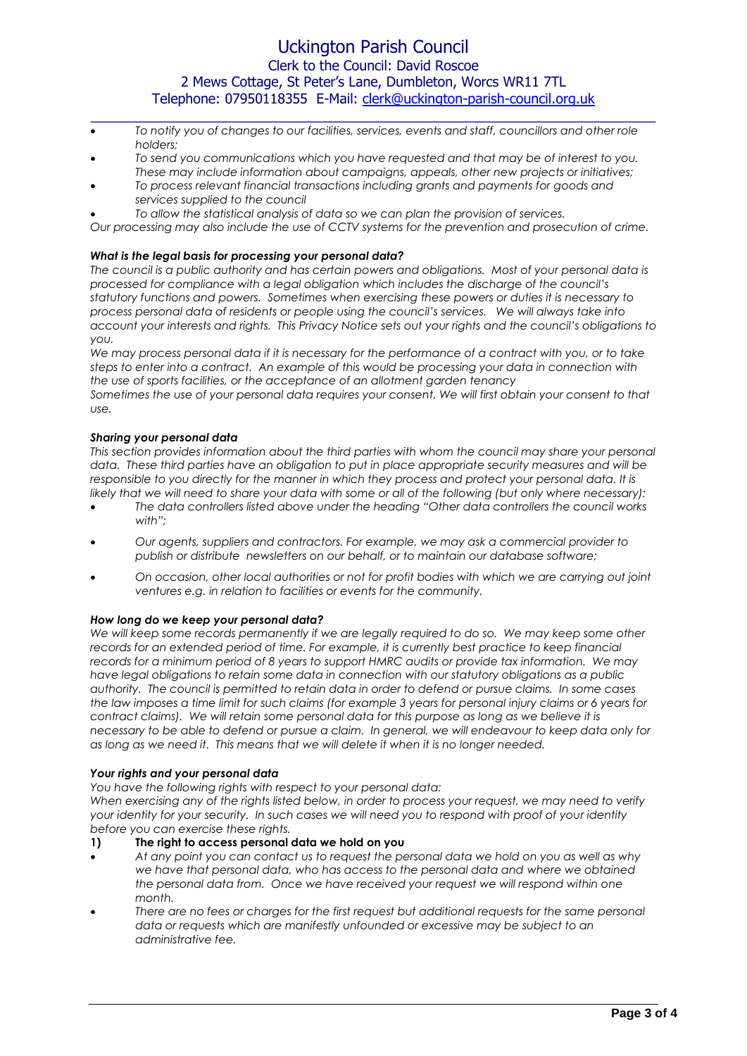- *To notify you of changes to our facilities, services, events and staff, councillors and other role holders;*
- *To send you communications which you have requested and that may be of interest to you. These may include information about campaigns, appeals, other new projects or initiatives;*
- *To process relevant financial transactions including grants and payments for goods and services supplied to the council*
- *To allow the statistical analysis of data so we can plan the provision of services.*

*Our processing may also include the use of CCTV systems for the prevention and prosecution of crime.*

***What is the legal basis for processing your personal data?***

*The council is a public authority and has certain powers and obligations. Most of your personal data is processed for compliance with a legal obligation which includes the discharge of the council's statutory functions and powers. Sometimes when exercising these powers or duties it is necessary to process personal data of residents or people using the council's services. We will always take into account your interests and rights. This Privacy Notice sets out your rights and the council's obligations to you.*

*We may process personal data if it is necessary for the performance of a contract with you, or to take steps to enter into a contract. An example of this would be processing your data in connection with the use of sports facilities, or the acceptance of an allotment garden tenancy*

*Sometimes the use of your personal data requires your consent. We will first obtain your consent to that use.*

***Sharing your personal data***

*This section provides information about the third parties with whom the council may share your personal data. These third parties have an obligation to put in place appropriate security measures and will be responsible to you directly for the manner in which they process and protect your personal data. It is likely that we will need to share your data with some or all of the following (but only where necessary):*

- *The data controllers listed above under the heading "Other data controllers the council works with";*
- *Our agents, suppliers and contractors. For example, we may ask a commercial provider to publish or distribute newsletters on our behalf, or to maintain our database software;*
- *On occasion, other local authorities or not for profit bodies with which we are carrying out joint ventures e.g. in relation to facilities or events for the community.*

***How long do we keep your personal data?***

*We will keep some records permanently if we are legally required to do so. We may keep some other records for an extended period of time. For example, it is currently best practice to keep financial records for a minimum period of 8 years to support HMRC audits or provide tax information. We may have legal obligations to retain some data in connection with our statutory obligations as a public authority. The council is permitted to retain data in order to defend or pursue claims. In some cases the law imposes a time limit for such claims (for example 3 years for personal injury claims or 6 years for contract claims). We will retain some personal data for this purpose as long as we believe it is necessary to be able to defend or pursue a claim. In general, we will endeavour to keep data only for as long as we need it. This means that we will delete it when it is no longer needed.*

***Your rights and your personal data***

*You have the following rights with respect to your personal data:*

*When exercising any of the rights listed below, in order to process your request, we may need to verify your identity for your security. In such cases we will need you to respond with proof of your identity before you can exercise these rights.*

**1) The right to access personal data we hold on you**

- *At any point you can contact us to request the personal data we hold on you as well as why we have that personal data, who has access to the personal data and where we obtained the personal data from. Once we have received your request we will respond within one month.*
- *There are no fees or charges for the first request but additional requests for the same personal data or requests which are manifestly unfounded or excessive may be subject to an administrative fee.*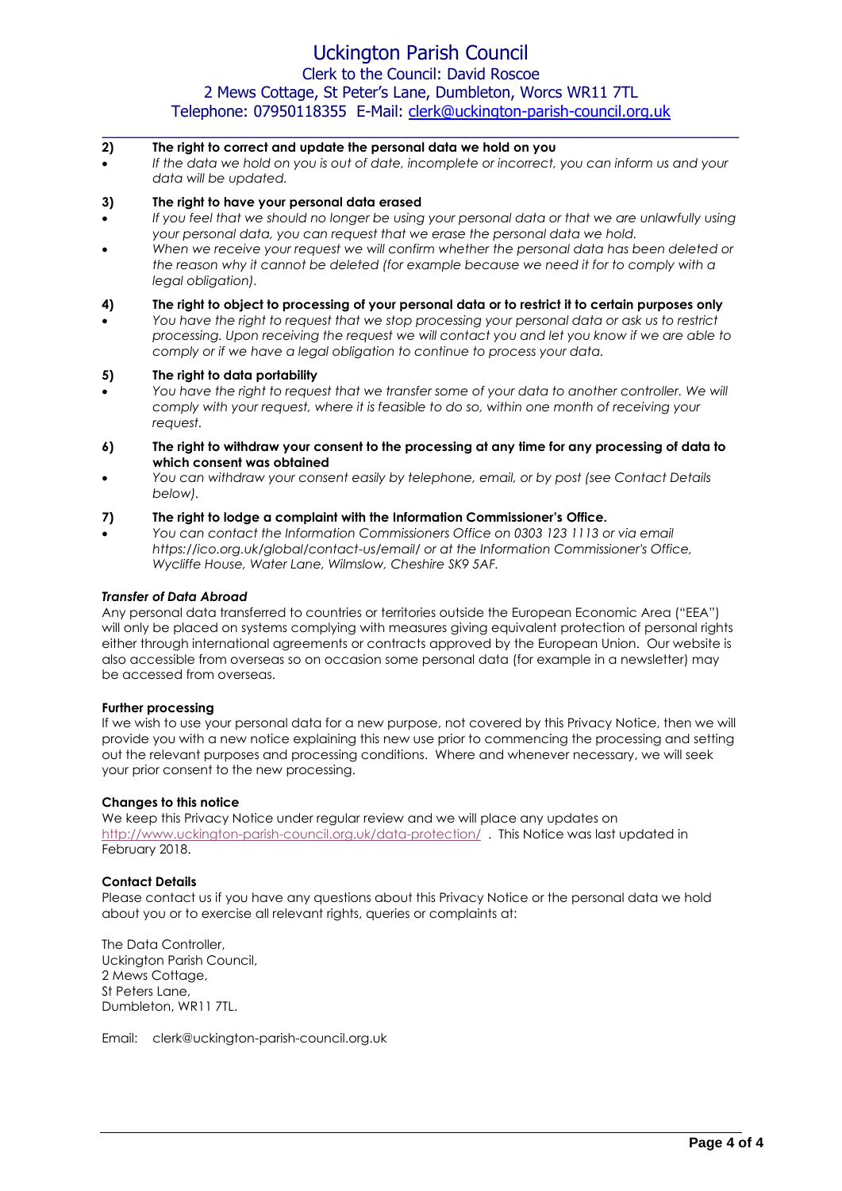**2) The right to correct and update the personal data we hold on you**

- *If the data we hold on you is out of date, incomplete or incorrect, you can inform us and your data will be updated.*

**3) The right to have your personal data erased**

- *If you feel that we should no longer be using your personal data or that we are unlawfully using your personal data, you can request that we erase the personal data we hold.*
- *When we receive your request we will confirm whether the personal data has been deleted or the reason why it cannot be deleted (for example because we need it for to comply with a legal obligation).*

**4) The right to object to processing of your personal data or to restrict it to certain purposes only**

- *You have the right to request that we stop processing your personal data or ask us to restrict processing. Upon receiving the request we will contact you and let you know if we are able to comply or if we have a legal obligation to continue to process your data.*

**5) The right to data portability**

- *You have the right to request that we transfer some of your data to another controller. We will comply with your request, where it is feasible to do so, within one month of receiving your request.*

**6) The right to withdraw your consent to the processing at any time for any processing of data to which consent was obtained**

- *You can withdraw your consent easily by telephone, email, or by post (see Contact Details below).*

**7) The right to lodge a complaint with the Information Commissioner's Office.**

- *You can contact the Information Commissioners Office on 0303 123 1113 or via email https://ico.org.uk/global/contact-us/email/ or at the Information Commissioner's Office, Wycliffe House, Water Lane, Wilmslow, Cheshire SK9 5AF.*

***Transfer of Data Abroad***

Any personal data transferred to countries or territories outside the European Economic Area ("EEA") will only be placed on systems complying with measures giving equivalent protection of personal rights either through international agreements or contracts approved by the European Union. Our website is also accessible from overseas so on occasion some personal data (for example in a newsletter) may be accessed from overseas.

**Further processing**

If we wish to use your personal data for a new purpose, not covered by this Privacy Notice, then we will provide you with a new notice explaining this new use prior to commencing the processing and setting out the relevant purposes and processing conditions. Where and whenever necessary, we will seek your prior consent to the new processing.

**Changes to this notice**

We keep this Privacy Notice under regular review and we will place any updates on http://www.uckington-parish-council.org.uk/data-protection/ . This Notice was last updated in February 2018.

**Contact Details**

Please contact us if you have any questions about this Privacy Notice or the personal data we hold about you or to exercise all relevant rights, queries or complaints at:

The Data Controller,  
Uckington Parish Council,  
2 Mews Cottage,  
St Peters Lane,  
Dumbleton, WR11 7TL.

Email: clerk@uckington-parish-council.org.uk